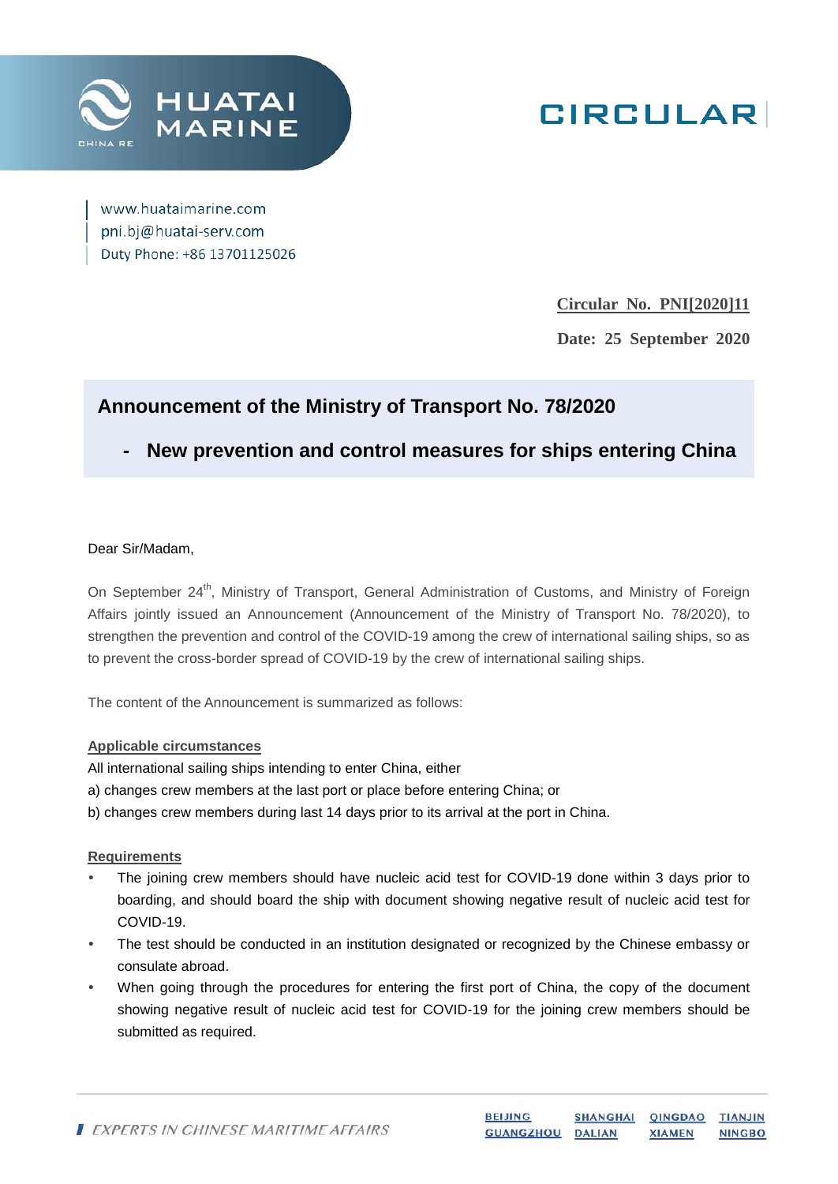# HUATAI MARINE

CHINA RE

# CIRCULAR

www.huataimarine.com
pni.bj@huatai-serv.com
Duty Phone: +86 13701125026

**Circular No. PNI[2020]11**

**Date: 25 September 2020**

## Announcement of the Ministry of Transport No. 78/2020

## - New prevention and control measures for ships entering China

Dear Sir/Madam,

On September 24th, Ministry of Transport, General Administration of Customs, and Ministry of Foreign Affairs jointly issued an Announcement (Announcement of the Ministry of Transport No. 78/2020), to strengthen the prevention and control of the COVID-19 among the crew of international sailing ships, so as to prevent the cross-border spread of COVID-19 by the crew of international sailing ships.

The content of the Announcement is summarized as follows:

**Applicable circumstances**

All international sailing ships intending to enter China, either

a) changes crew members at the last port or place before entering China; or

b) changes crew members during last 14 days prior to its arrival at the port in China.

**Requirements**

- The joining crew members should have nucleic acid test for COVID-19 done within 3 days prior to boarding, and should board the ship with document showing negative result of nucleic acid test for COVID-19.
- The test should be conducted in an institution designated or recognized by the Chinese embassy or consulate abroad.
- When going through the procedures for entering the first port of China, the copy of the document showing negative result of nucleic acid test for COVID-19 for the joining crew members should be submitted as required.

*EXPERTS IN CHINESE MARITIME AFFAIRS*

BEIJING SHANGHAI QINGDAO TIANJIN GUANGZHOU DALIAN XIAMEN NINGBO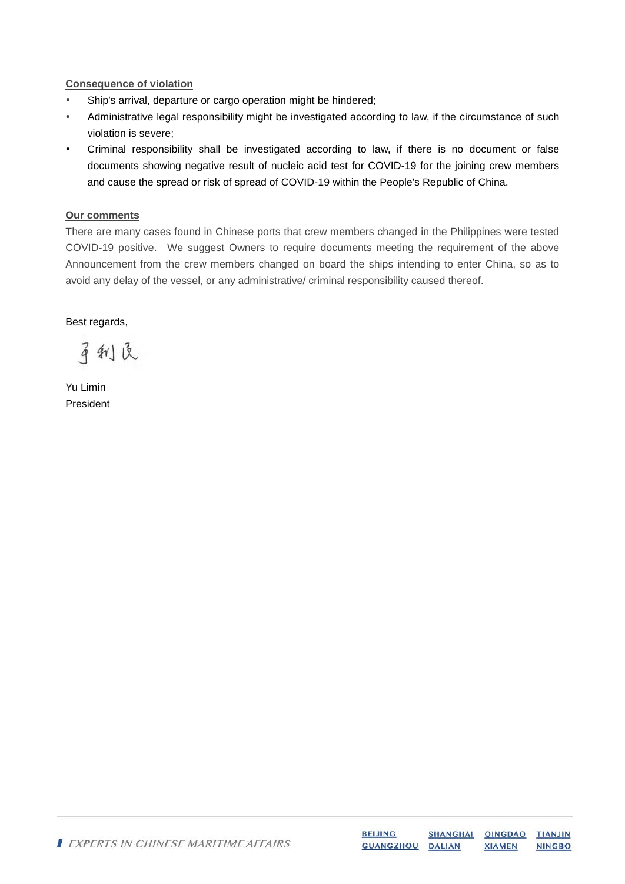**Consequence of violation**

- Ship's arrival, departure or cargo operation might be hindered;
- Administrative legal responsibility might be investigated according to law, if the circumstance of such violation is severe;
- Criminal responsibility shall be investigated according to law, if there is no document or false documents showing negative result of nucleic acid test for COVID-19 for the joining crew members and cause the spread or risk of spread of COVID-19 within the People's Republic of China.

**Our comments**

There are many cases found in Chinese ports that crew members changed in the Philippines were tested COVID-19 positive. We suggest Owners to require documents meeting the requirement of the above Announcement from the crew members changed on board the ships intending to enter China, so as to avoid any delay of the vessel, or any administrative/ criminal responsibility caused thereof.

Best regards,

于利民

Yu Limin
President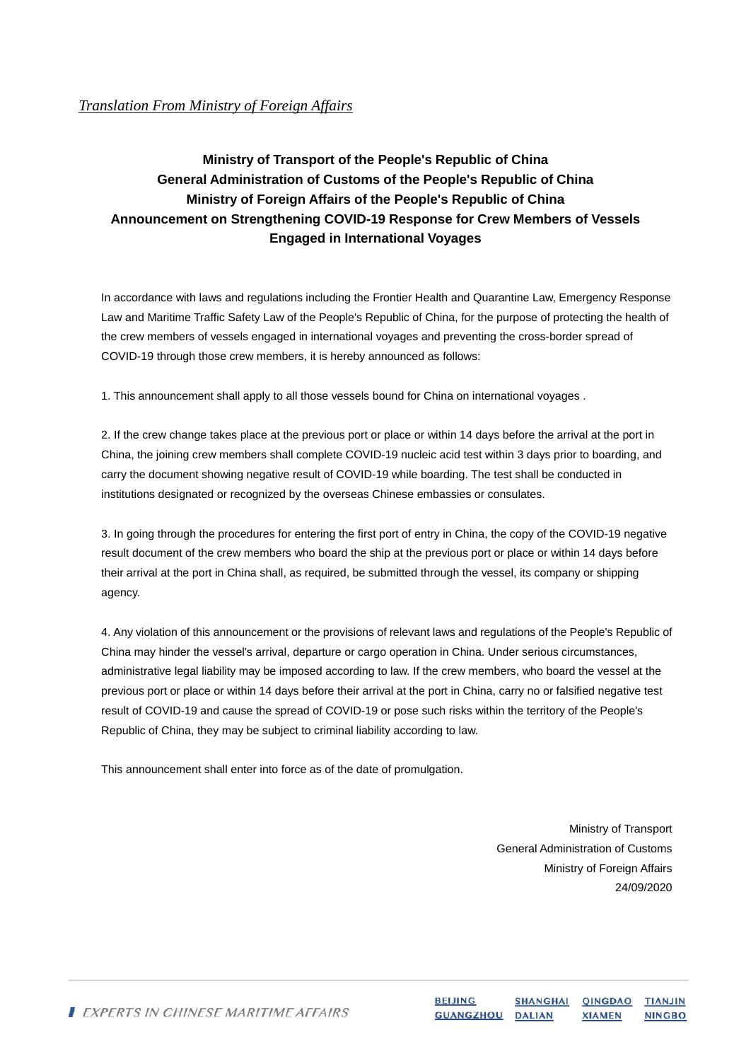*Translation From Ministry of Foreign Affairs*

**Ministry of Transport of the People's Republic of China**
**General Administration of Customs of the People's Republic of China**
**Ministry of Foreign Affairs of the People's Republic of China**
**Announcement on Strengthening COVID-19 Response for Crew Members of Vessels Engaged in International Voyages**

In accordance with laws and regulations including the Frontier Health and Quarantine Law, Emergency Response Law and Maritime Traffic Safety Law of the People's Republic of China, for the purpose of protecting the health of the crew members of vessels engaged in international voyages and preventing the cross-border spread of COVID-19 through those crew members, it is hereby announced as follows:

1. This announcement shall apply to all those vessels bound for China on international voyages .

2. If the crew change takes place at the previous port or place or within 14 days before the arrival at the port in China, the joining crew members shall complete COVID-19 nucleic acid test within 3 days prior to boarding, and carry the document showing negative result of COVID-19 while boarding. The test shall be conducted in institutions designated or recognized by the overseas Chinese embassies or consulates.

3. In going through the procedures for entering the first port of entry in China, the copy of the COVID-19 negative result document of the crew members who board the ship at the previous port or place or within 14 days before their arrival at the port in China shall, as required, be submitted through the vessel, its company or shipping agency.

4. Any violation of this announcement or the provisions of relevant laws and regulations of the People's Republic of China may hinder the vessel's arrival, departure or cargo operation in China. Under serious circumstances, administrative legal liability may be imposed according to law. If the crew members, who board the vessel at the previous port or place or within 14 days before their arrival at the port in China, carry no or falsified negative test result of COVID-19 and cause the spread of COVID-19 or pose such risks within the territory of the People's Republic of China, they may be subject to criminal liability according to law.

This announcement shall enter into force as of the date of promulgation.

Ministry of Transport
General Administration of Customs
Ministry of Foreign Affairs
24/09/2020